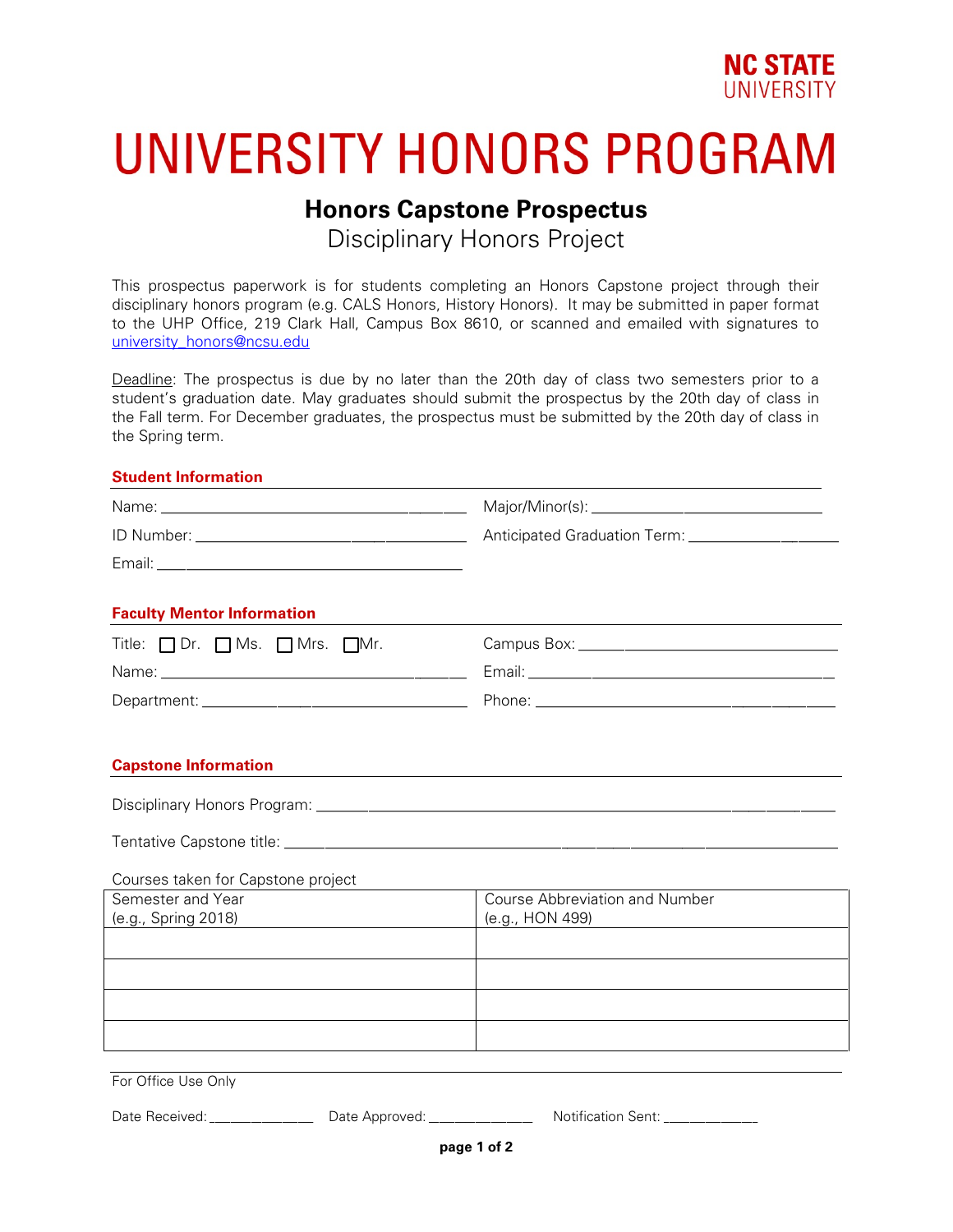NC STATE UNIVERSITY

# UNIVERSITY HONORS PROGRAM

## Honors Capstone Prospectus

Disciplinary Honors Project

This prospectus paperwork is for students completing an Honors Capstone project through their disciplinary honors program (e.g. CALS Honors, History Honors). It may be submitted in paper format to the UHP Office, 219 Clark Hall, Campus Box 8610, or scanned and emailed with signatures to university_honors@ncsu.edu

Deadline: The prospectus is due by no later than the 20th day of class two semesters prior to a student's graduation date. May graduates should submit the prospectus by the 20th day of class in the Fall term. For December graduates, the prospectus must be submitted by the 20th day of class in the Spring term.

### Student Information

Name: ______________________________ Major/Minor(s): ______________________________

ID Number: ______________________________ Anticipated Graduation Term: __________________

Email: ______________________________

### Faculty Mentor Information

Title: ☐ Dr. ☐ Ms. ☐ Mrs. ☐ Mr. Campus Box: ______________________________

Name: ______________________________ Email: ______________________________

Department: ______________________________ Phone: ______________________________

### Capstone Information

Disciplinary Honors Program: ______________________________________________

Tentative Capstone title: ______________________________________________

Courses taken for Capstone project

| Semester and Year (e.g., Spring 2018) | Course Abbreviation and Number (e.g., HON 499) |
|---|---|
| | |
| | |
| | |
| | |

For Office Use Only

Date Received: ____________ Date Approved: ____________ Notification Sent: ____________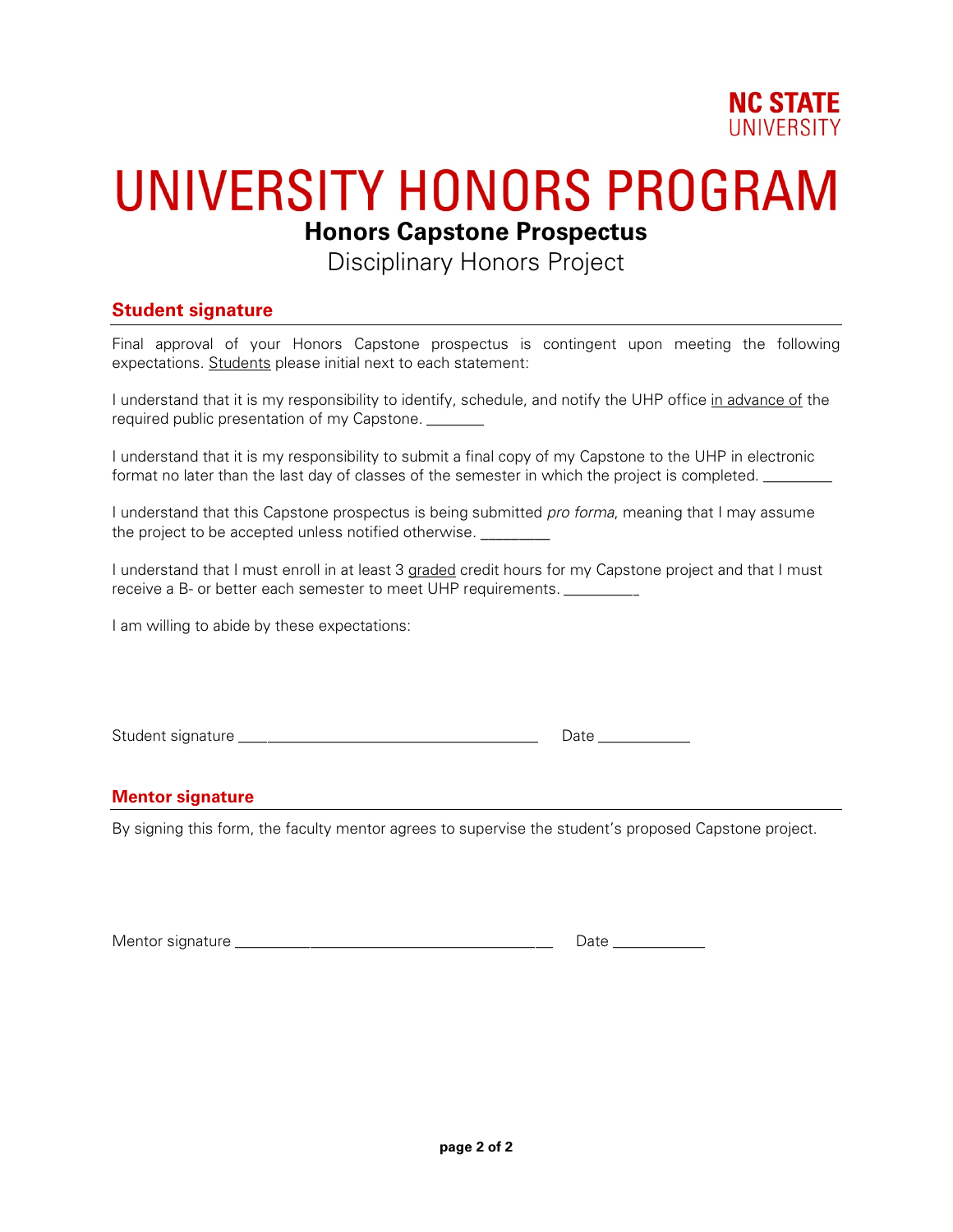NC STATE UNIVERSITY

# UNIVERSITY HONORS PROGRAM

## Honors Capstone Prospectus

Disciplinary Honors Project

### Student signature

Final approval of your Honors Capstone prospectus is contingent upon meeting the following expectations. Students please initial next to each statement:

I understand that it is my responsibility to identify, schedule, and notify the UHP office in advance of the required public presentation of my Capstone. _______

I understand that it is my responsibility to submit a final copy of my Capstone to the UHP in electronic format no later than the last day of classes of the semester in which the project is completed. ________

I understand that this Capstone prospectus is being submitted *pro forma*, meaning that I may assume the project to be accepted unless notified otherwise. ________

I understand that I must enroll in at least 3 graded credit hours for my Capstone project and that I must receive a B- or better each semester to meet UHP requirements. _________

I am willing to abide by these expectations:

Student signature ____________________________________ Date ___________

### Mentor signature

By signing this form, the faculty mentor agrees to supervise the student's proposed Capstone project.

Mentor signature ______________________________________ Date ___________